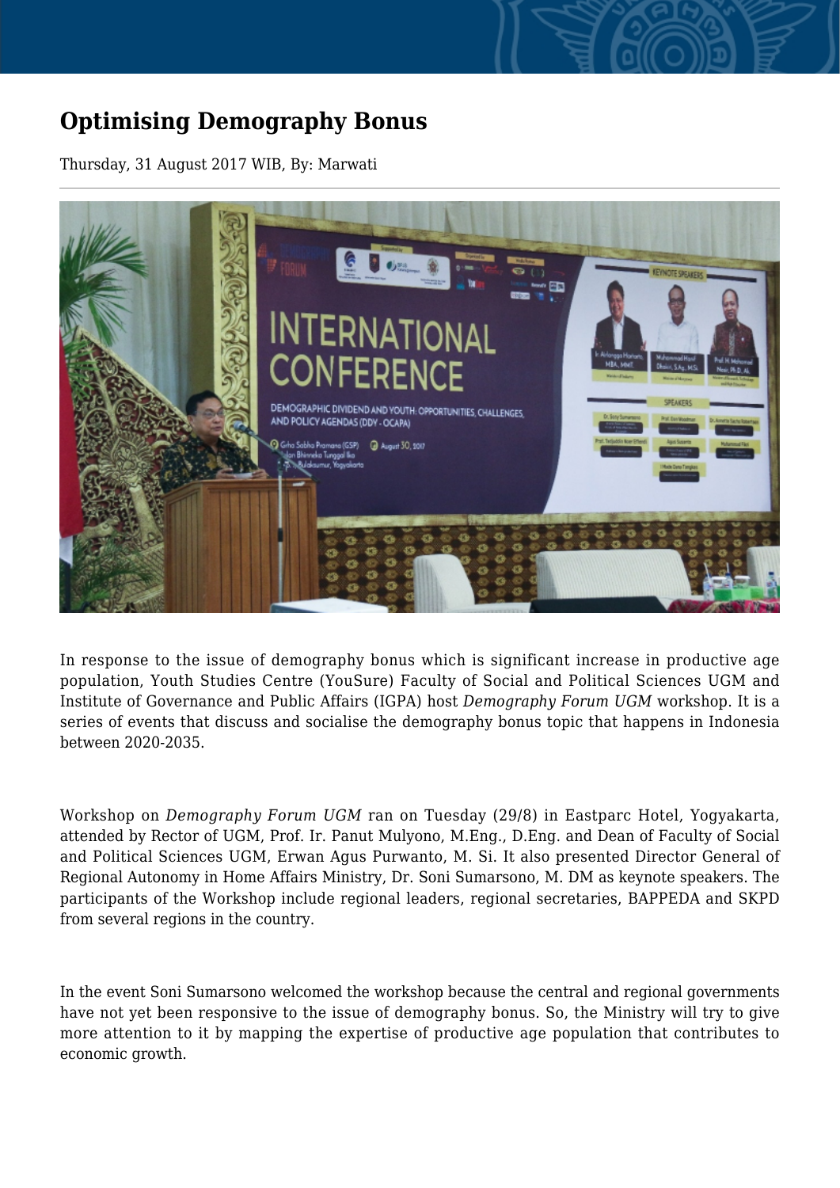# Optimising Demography Bonus

Thursday, 31 August 2017 WIB, By: Marwati

In response to the issue of demography bonus which is significant increase in productive age population, Youth Studies Centre (YouSure) Faculty of Social and Political Sciences UGM and Institute of Governance and Public Affairs (IGPA) host *Demography Forum UGM* workshop. It is a series of events that discuss and socialise the demography bonus topic that happens in Indonesia between 2020-2035.

Workshop on *Demography Forum UGM* ran on Tuesday (29/8) in Eastparc Hotel, Yogyakarta, attended by Rector of UGM, Prof. Ir. Panut Mulyono, M.Eng., D.Eng. and Dean of Faculty of Social and Political Sciences UGM, Erwan Agus Purwanto, M. Si. It also presented Director General of Regional Autonomy in Home Affairs Ministry, Dr. Soni Sumarsono, M. DM as keynote speakers. The participants of the Workshop include regional leaders, regional secretaries, BAPPEDA and SKPD from several regions in the country.

In the event Soni Sumarsono welcomed the workshop because the central and regional governments have not yet been responsive to the issue of demography bonus. So, the Ministry will try to give more attention to it by mapping the expertise of productive age population that contributes to economic growth.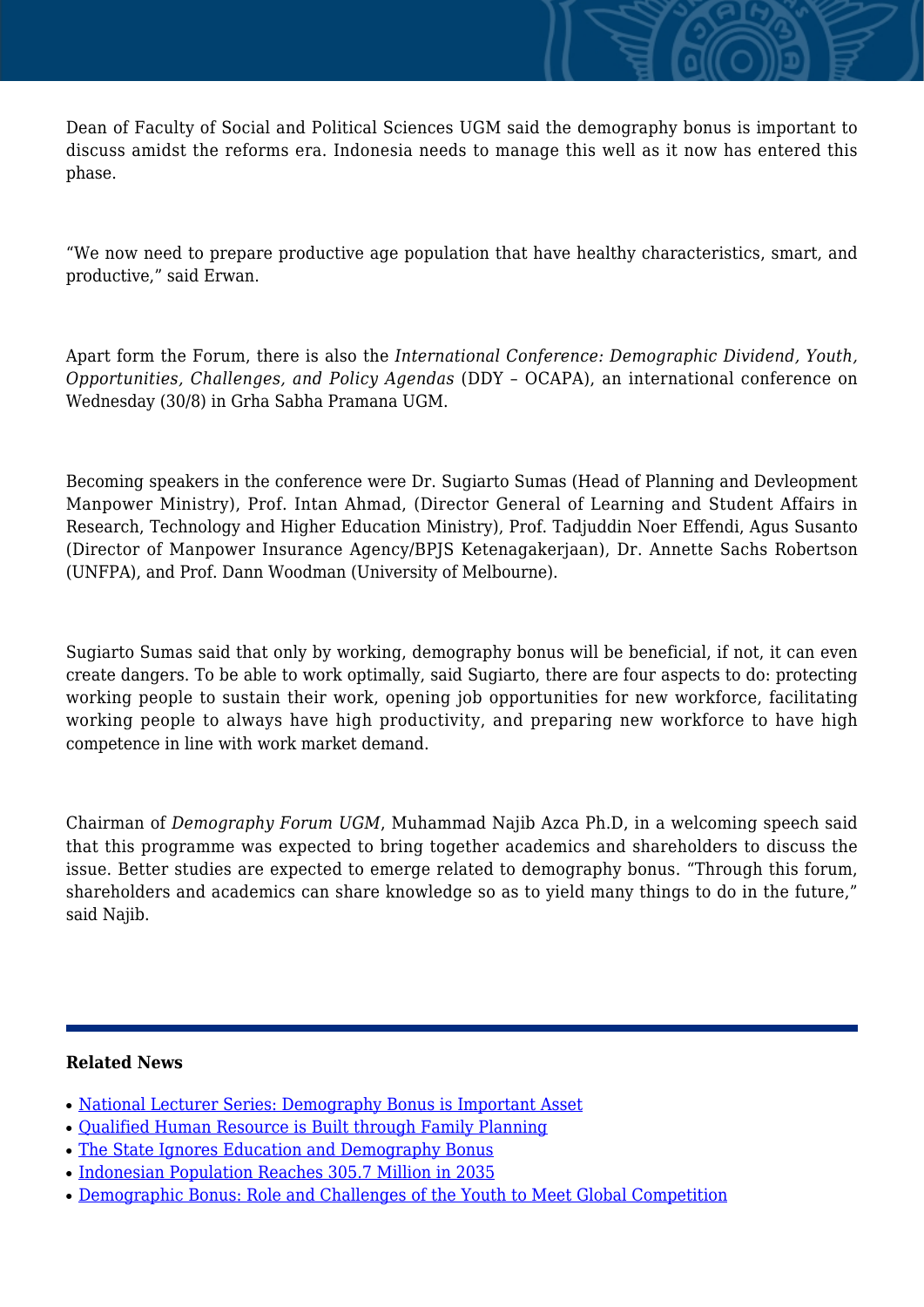Dean of Faculty of Social and Political Sciences UGM said the demography bonus is important to discuss amidst the reforms era. Indonesia needs to manage this well as it now has entered this phase.

"We now need to prepare productive age population that have healthy characteristics, smart, and productive," said Erwan.

Apart form the Forum, there is also the *International Conference: Demographic Dividend, Youth, Opportunities, Challenges, and Policy Agendas* (DDY – OCAPA), an international conference on Wednesday (30/8) in Grha Sabha Pramana UGM.

Becoming speakers in the conference were Dr. Sugiarto Sumas (Head of Planning and Devleopment Manpower Ministry), Prof. Intan Ahmad, (Director General of Learning and Student Affairs in Research, Technology and Higher Education Ministry), Prof. Tadjuddin Noer Effendi, Agus Susanto (Director of Manpower Insurance Agency/BPJS Ketenagakerjaan), Dr. Annette Sachs Robertson (UNFPA), and Prof. Dann Woodman (University of Melbourne).

Sugiarto Sumas said that only by working, demography bonus will be beneficial, if not, it can even create dangers. To be able to work optimally, said Sugiarto, there are four aspects to do: protecting working people to sustain their work, opening job opportunities for new workforce, facilitating working people to always have high productivity, and preparing new workforce to have high competence in line with work market demand.

Chairman of *Demography Forum UGM*, Muhammad Najib Azca Ph.D, in a welcoming speech said that this programme was expected to bring together academics and shareholders to discuss the issue. Better studies are expected to emerge related to demography bonus. "Through this forum, shareholders and academics can share knowledge so as to yield many things to do in the future," said Najib.

---

**Related News**

- National Lecturer Series: Demography Bonus is Important Asset
- Qualified Human Resource is Built through Family Planning
- The State Ignores Education and Demography Bonus
- Indonesian Population Reaches 305.7 Million in 2035
- Demographic Bonus: Role and Challenges of the Youth to Meet Global Competition